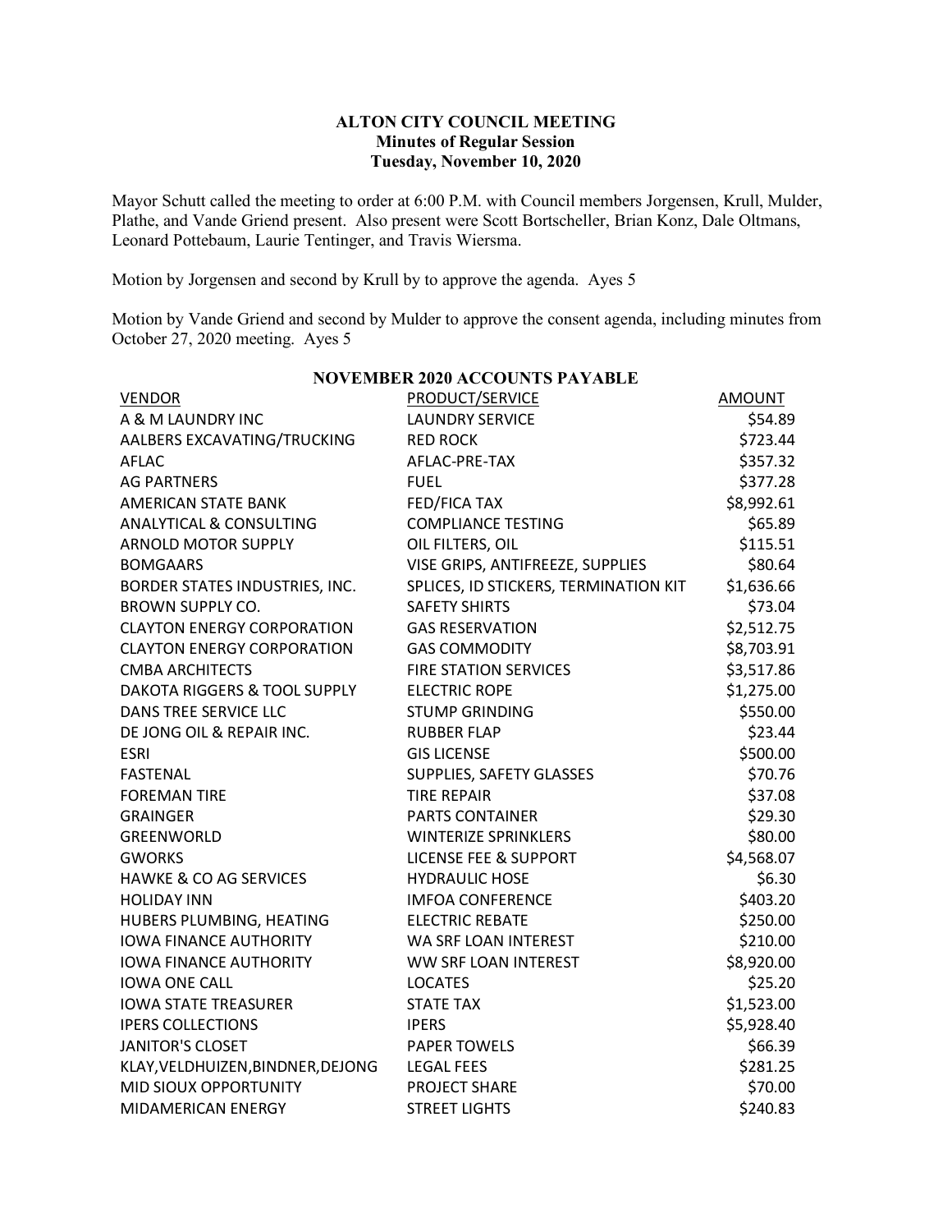# ALTON CITY COUNCIL MEETING

## Minutes of Regular Session

## Tuesday, November 10, 2020

Mayor Schutt called the meeting to order at 6:00 P.M. with Council members Jorgensen, Krull, Mulder, Plathe, and Vande Griend present. Also present were Scott Bortscheller, Brian Konz, Dale Oltmans, Leonard Pottebaum, Laurie Tentinger, and Travis Wiersma.

Motion by Jorgensen and second by Krull by to approve the agenda. Ayes 5

Motion by Vande Griend and second by Mulder to approve the consent agenda, including minutes from October 27, 2020 meeting. Ayes 5

**NOVEMBER 2020 ACCOUNTS PAYABLE**

| VENDOR | PRODUCT/SERVICE | AMOUNT |
|---|---|---|
| A & M LAUNDRY INC | LAUNDRY SERVICE | $54.89 |
| AALBERS EXCAVATING/TRUCKING | RED ROCK | $723.44 |
| AFLAC | AFLAC-PRE-TAX | $357.32 |
| AG PARTNERS | FUEL | $377.28 |
| AMERICAN STATE BANK | FED/FICA TAX | $8,992.61 |
| ANALYTICAL & CONSULTING | COMPLIANCE TESTING | $65.89 |
| ARNOLD MOTOR SUPPLY | OIL FILTERS, OIL | $115.51 |
| BOMGAARS | VISE GRIPS, ANTIFREEZE, SUPPLIES | $80.64 |
| BORDER STATES INDUSTRIES, INC. | SPLICES, ID STICKERS, TERMINATION KIT | $1,636.66 |
| BROWN SUPPLY CO. | SAFETY SHIRTS | $73.04 |
| CLAYTON ENERGY CORPORATION | GAS RESERVATION | $2,512.75 |
| CLAYTON ENERGY CORPORATION | GAS COMMODITY | $8,703.91 |
| CMBA ARCHITECTS | FIRE STATION SERVICES | $3,517.86 |
| DAKOTA RIGGERS & TOOL SUPPLY | ELECTRIC ROPE | $1,275.00 |
| DANS TREE SERVICE LLC | STUMP GRINDING | $550.00 |
| DE JONG OIL & REPAIR INC. | RUBBER FLAP | $23.44 |
| ESRI | GIS LICENSE | $500.00 |
| FASTENAL | SUPPLIES, SAFETY GLASSES | $70.76 |
| FOREMAN TIRE | TIRE REPAIR | $37.08 |
| GRAINGER | PARTS CONTAINER | $29.30 |
| GREENWORLD | WINTERIZE SPRINKLERS | $80.00 |
| GWORKS | LICENSE FEE & SUPPORT | $4,568.07 |
| HAWKE & CO AG SERVICES | HYDRAULIC HOSE | $6.30 |
| HOLIDAY INN | IMFOA CONFERENCE | $403.20 |
| HUBERS PLUMBING, HEATING | ELECTRIC REBATE | $250.00 |
| IOWA FINANCE AUTHORITY | WA SRF LOAN INTEREST | $210.00 |
| IOWA FINANCE AUTHORITY | WW SRF LOAN INTEREST | $8,920.00 |
| IOWA ONE CALL | LOCATES | $25.20 |
| IOWA STATE TREASURER | STATE TAX | $1,523.00 |
| IPERS COLLECTIONS | IPERS | $5,928.40 |
| JANITOR'S CLOSET | PAPER TOWELS | $66.39 |
| KLAY,VELDHUIZEN,BINDNER,DEJONG | LEGAL FEES | $281.25 |
| MID SIOUX OPPORTUNITY | PROJECT SHARE | $70.00 |
| MIDAMERICAN ENERGY | STREET LIGHTS | $240.83 |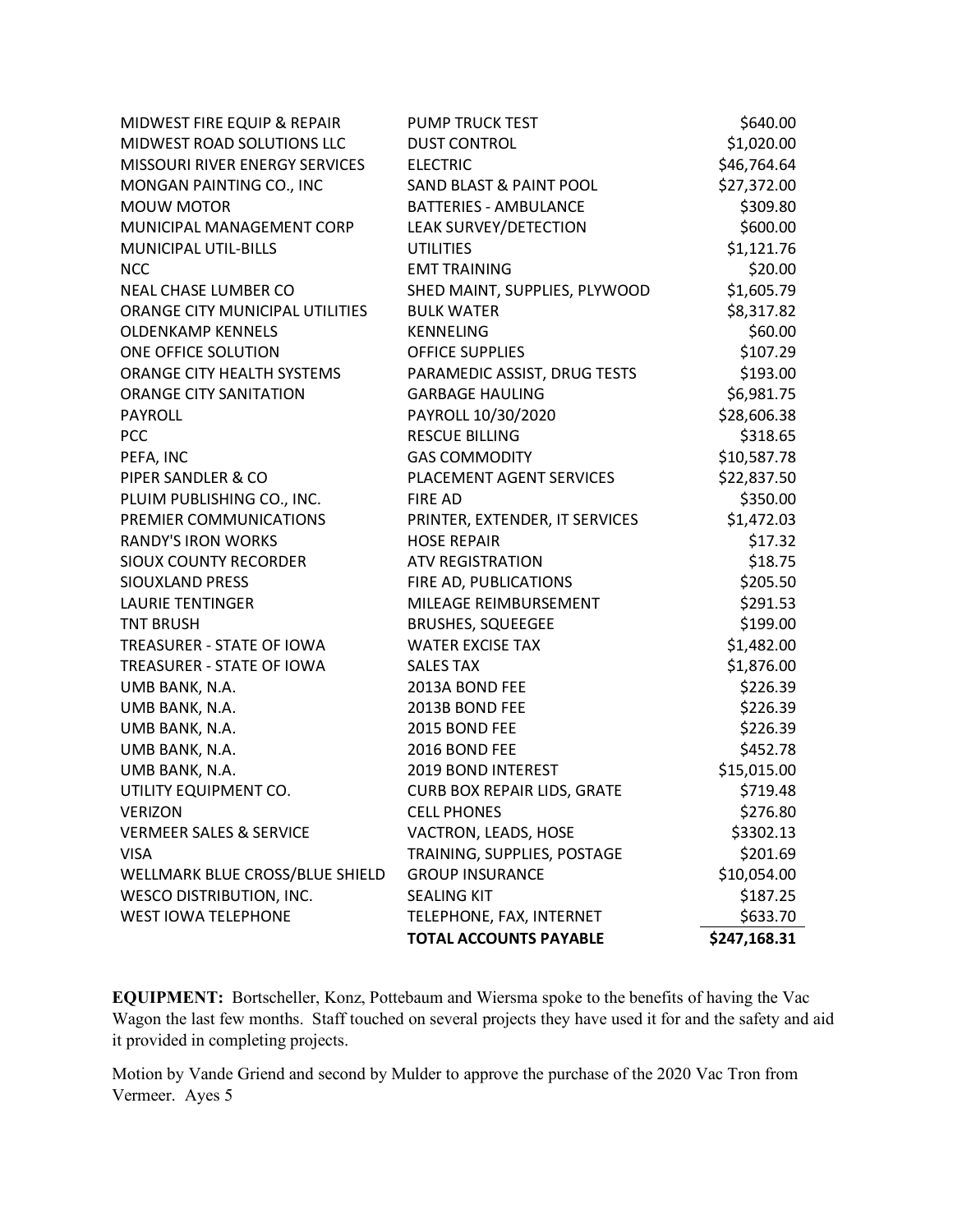| | | |
|---|---|---|
| MIDWEST FIRE EQUIP & REPAIR | PUMP TRUCK TEST | $640.00 |
| MIDWEST ROAD SOLUTIONS LLC | DUST CONTROL | $1,020.00 |
| MISSOURI RIVER ENERGY SERVICES | ELECTRIC | $46,764.64 |
| MONGAN PAINTING CO., INC | SAND BLAST & PAINT POOL | $27,372.00 |
| MOUW MOTOR | BATTERIES - AMBULANCE | $309.80 |
| MUNICIPAL MANAGEMENT CORP | LEAK SURVEY/DETECTION | $600.00 |
| MUNICIPAL UTIL-BILLS | UTILITIES | $1,121.76 |
| NCC | EMT TRAINING | $20.00 |
| NEAL CHASE LUMBER CO | SHED MAINT, SUPPLIES, PLYWOOD | $1,605.79 |
| ORANGE CITY MUNICIPAL UTILITIES | BULK WATER | $8,317.82 |
| OLDENKAMP KENNELS | KENNELING | $60.00 |
| ONE OFFICE SOLUTION | OFFICE SUPPLIES | $107.29 |
| ORANGE CITY HEALTH SYSTEMS | PARAMEDIC ASSIST, DRUG TESTS | $193.00 |
| ORANGE CITY SANITATION | GARBAGE HAULING | $6,981.75 |
| PAYROLL | PAYROLL 10/30/2020 | $28,606.38 |
| PCC | RESCUE BILLING | $318.65 |
| PEFA, INC | GAS COMMODITY | $10,587.78 |
| PIPER SANDLER & CO | PLACEMENT AGENT SERVICES | $22,837.50 |
| PLUIM PUBLISHING CO., INC. | FIRE AD | $350.00 |
| PREMIER COMMUNICATIONS | PRINTER, EXTENDER, IT SERVICES | $1,472.03 |
| RANDY'S IRON WORKS | HOSE REPAIR | $17.32 |
| SIOUX COUNTY RECORDER | ATV REGISTRATION | $18.75 |
| SIOUXLAND PRESS | FIRE AD, PUBLICATIONS | $205.50 |
| LAURIE TENTINGER | MILEAGE REIMBURSEMENT | $291.53 |
| TNT BRUSH | BRUSHES, SQUEEGEE | $199.00 |
| TREASURER - STATE OF IOWA | WATER EXCISE TAX | $1,482.00 |
| TREASURER - STATE OF IOWA | SALES TAX | $1,876.00 |
| UMB BANK, N.A. | 2013A BOND FEE | $226.39 |
| UMB BANK, N.A. | 2013B BOND FEE | $226.39 |
| UMB BANK, N.A. | 2015 BOND FEE | $226.39 |
| UMB BANK, N.A. | 2016 BOND FEE | $452.78 |
| UMB BANK, N.A. | 2019 BOND INTEREST | $15,015.00 |
| UTILITY EQUIPMENT CO. | CURB BOX REPAIR LIDS, GRATE | $719.48 |
| VERIZON | CELL PHONES | $276.80 |
| VERMEER SALES & SERVICE | VACTRON, LEADS, HOSE | $3302.13 |
| VISA | TRAINING, SUPPLIES, POSTAGE | $201.69 |
| WELLMARK BLUE CROSS/BLUE SHIELD | GROUP INSURANCE | $10,054.00 |
| WESCO DISTRIBUTION, INC. | SEALING KIT | $187.25 |
| WEST IOWA TELEPHONE | TELEPHONE, FAX, INTERNET | $633.70 |
| | **TOTAL ACCOUNTS PAYABLE** | **$247,168.31** |

**EQUIPMENT:** Bortscheller, Konz, Pottebaum and Wiersma spoke to the benefits of having the Vac Wagon the last few months. Staff touched on several projects they have used it for and the safety and aid it provided in completing projects.

Motion by Vande Griend and second by Mulder to approve the purchase of the 2020 Vac Tron from Vermeer. Ayes 5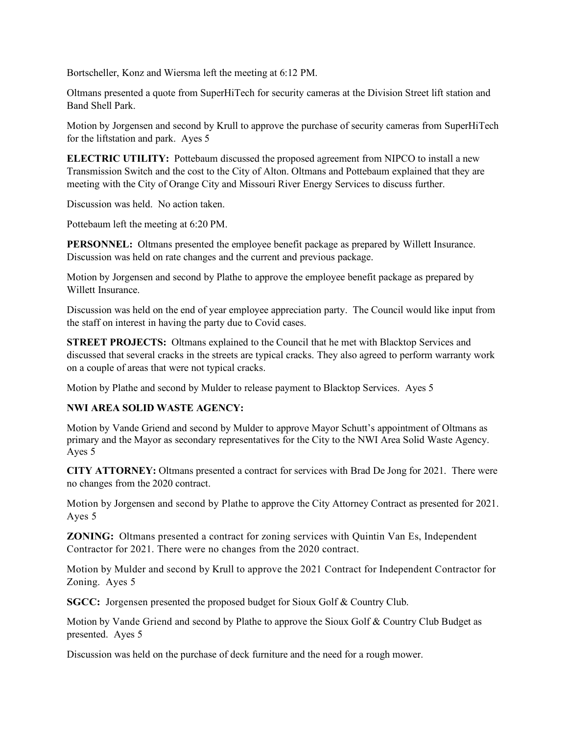Bortscheller, Konz and Wiersma left the meeting at 6:12 PM.

Oltmans presented a quote from SuperHiTech for security cameras at the Division Street lift station and Band Shell Park.

Motion by Jorgensen and second by Krull to approve the purchase of security cameras from SuperHiTech for the liftstation and park. Ayes 5

**ELECTRIC UTILITY:** Pottebaum discussed the proposed agreement from NIPCO to install a new Transmission Switch and the cost to the City of Alton. Oltmans and Pottebaum explained that they are meeting with the City of Orange City and Missouri River Energy Services to discuss further.

Discussion was held. No action taken.

Pottebaum left the meeting at 6:20 PM.

**PERSONNEL:** Oltmans presented the employee benefit package as prepared by Willett Insurance. Discussion was held on rate changes and the current and previous package.

Motion by Jorgensen and second by Plathe to approve the employee benefit package as prepared by Willett Insurance.

Discussion was held on the end of year employee appreciation party. The Council would like input from the staff on interest in having the party due to Covid cases.

**STREET PROJECTS:** Oltmans explained to the Council that he met with Blacktop Services and discussed that several cracks in the streets are typical cracks. They also agreed to perform warranty work on a couple of areas that were not typical cracks.

Motion by Plathe and second by Mulder to release payment to Blacktop Services. Ayes 5

**NWI AREA SOLID WASTE AGENCY:**

Motion by Vande Griend and second by Mulder to approve Mayor Schutt's appointment of Oltmans as primary and the Mayor as secondary representatives for the City to the NWI Area Solid Waste Agency. Ayes 5

**CITY ATTORNEY:** Oltmans presented a contract for services with Brad De Jong for 2021. There were no changes from the 2020 contract.

Motion by Jorgensen and second by Plathe to approve the City Attorney Contract as presented for 2021. Ayes 5

**ZONING:** Oltmans presented a contract for zoning services with Quintin Van Es, Independent Contractor for 2021. There were no changes from the 2020 contract.

Motion by Mulder and second by Krull to approve the 2021 Contract for Independent Contractor for Zoning. Ayes 5

**SGCC:** Jorgensen presented the proposed budget for Sioux Golf & Country Club.

Motion by Vande Griend and second by Plathe to approve the Sioux Golf & Country Club Budget as presented. Ayes 5

Discussion was held on the purchase of deck furniture and the need for a rough mower.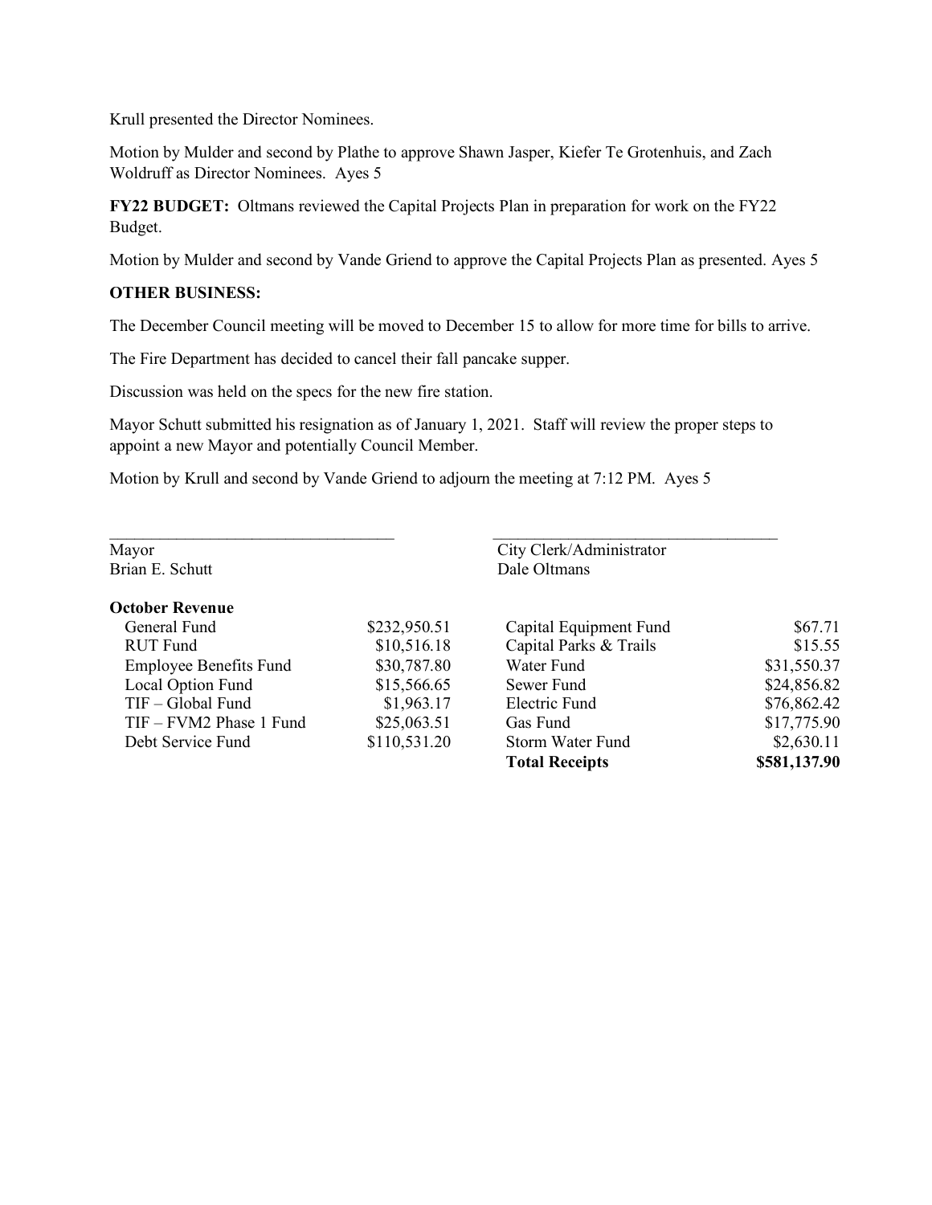Krull presented the Director Nominees.

Motion by Mulder and second by Plathe to approve Shawn Jasper, Kiefer Te Grotenhuis, and Zach Woldruff as Director Nominees. Ayes 5

**FY22 BUDGET:** Oltmans reviewed the Capital Projects Plan in preparation for work on the FY22 Budget.

Motion by Mulder and second by Vande Griend to approve the Capital Projects Plan as presented. Ayes 5

**OTHER BUSINESS:**

The December Council meeting will be moved to December 15 to allow for more time for bills to arrive.

The Fire Department has decided to cancel their fall pancake supper.

Discussion was held on the specs for the new fire station.

Mayor Schutt submitted his resignation as of January 1, 2021. Staff will review the proper steps to appoint a new Mayor and potentially Council Member.

Motion by Krull and second by Vande Griend to adjourn the meeting at 7:12 PM. Ayes 5

\_\_\_\_\_\_\_\_\_\_\_\_\_\_\_\_\_\_\_\_\_\_\_\_\_\_\_\_\_\_\_\_\_\_\_ \_\_\_\_\_\_\_\_\_\_\_\_\_\_\_\_\_\_\_\_\_\_\_\_\_\_\_\_\_\_\_\_\_\_\_

Mayor
Brian E. Schutt

City Clerk/Administrator
Dale Oltmans

**October Revenue**

| | | | |
|---|---|---|---|
| General Fund | $232,950.51 | Capital Equipment Fund | $67.71 |
| RUT Fund | $10,516.18 | Capital Parks & Trails | $15.55 |
| Employee Benefits Fund | $30,787.80 | Water Fund | $31,550.37 |
| Local Option Fund | $15,566.65 | Sewer Fund | $24,856.82 |
| TIF – Global Fund | $1,963.17 | Electric Fund | $76,862.42 |
| TIF – FVM2 Phase 1 Fund | $25,063.51 | Gas Fund | $17,775.90 |
| Debt Service Fund | $110,531.20 | Storm Water Fund | $2,630.11 |
| | | **Total Receipts** | **$581,137.90** |